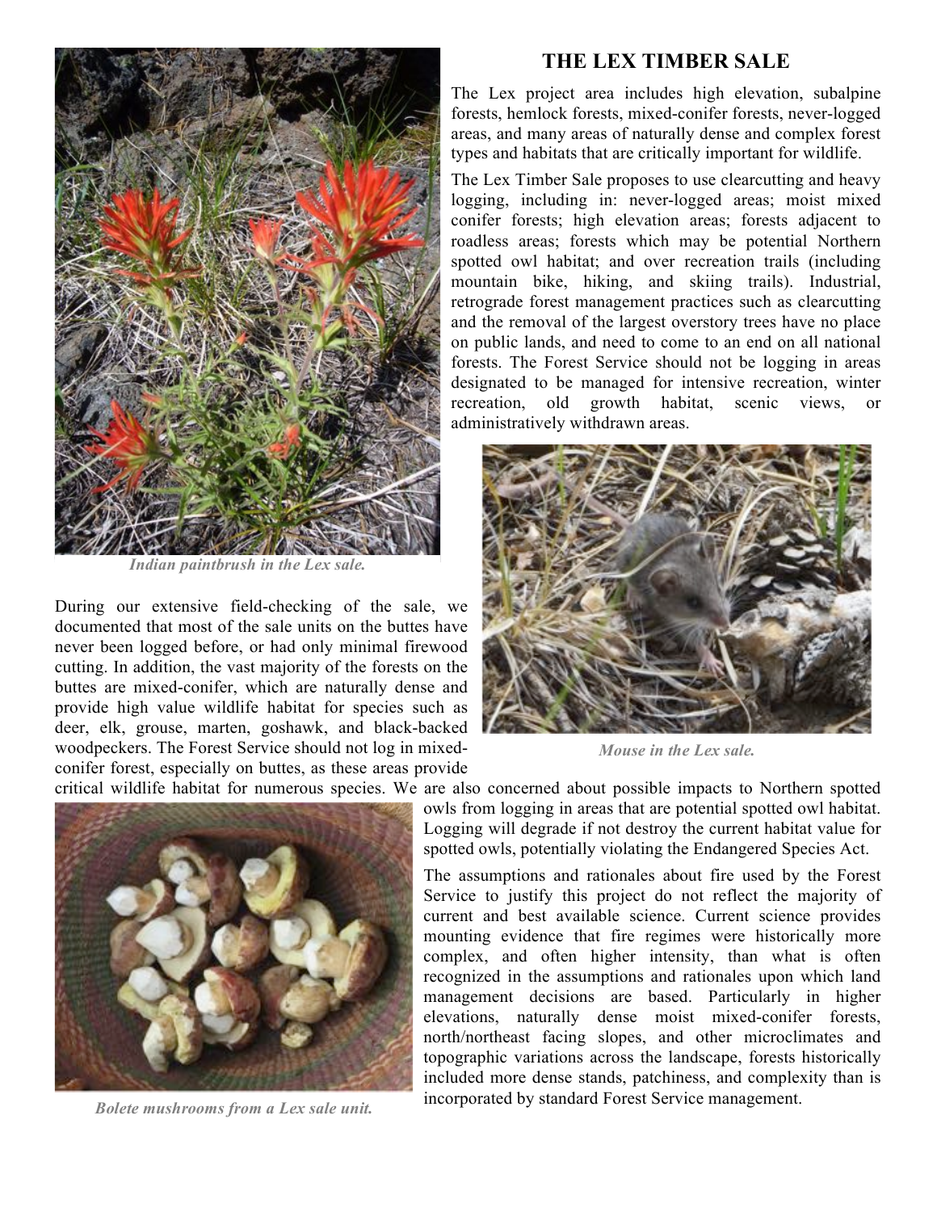# THE LEX TIMBER SALE

The Lex project area includes high elevation, subalpine forests, hemlock forests, mixed-conifer forests, never-logged areas, and many areas of naturally dense and complex forest types and habitats that are critically important for wildlife.

The Lex Timber Sale proposes to use clearcutting and heavy logging, including in: never-logged areas; moist mixed conifer forests; high elevation areas; forests adjacent to roadless areas; forests which may be potential Northern spotted owl habitat; and over recreation trails (including mountain bike, hiking, and skiing trails). Industrial, retrograde forest management practices such as clearcutting and the removal of the largest overstory trees have no place on public lands, and need to come to an end on all national forests. The Forest Service should not be logging in areas designated to be managed for intensive recreation, winter recreation, old growth habitat, scenic views, or administratively withdrawn areas.

*Indian paintbrush in the Lex sale.*

During our extensive field-checking of the sale, we documented that most of the sale units on the buttes have never been logged before, or had only minimal firewood cutting. In addition, the vast majority of the forests on the buttes are mixed-conifer, which are naturally dense and provide high value wildlife habitat for species such as deer, elk, grouse, marten, goshawk, and black-backed woodpeckers. The Forest Service should not log in mixed-conifer forest, especially on buttes, as these areas provide critical wildlife habitat for numerous species. We are also concerned about possible impacts to Northern spotted owls from logging in areas that are potential spotted owl habitat. Logging will degrade if not destroy the current habitat value for spotted owls, potentially violating the Endangered Species Act.

*Mouse in the Lex sale.*

The assumptions and rationales about fire used by the Forest Service to justify this project do not reflect the majority of current and best available science. Current science provides mounting evidence that fire regimes were historically more complex, and often higher intensity, than what is often recognized in the assumptions and rationales upon which land management decisions are based. Particularly in higher elevations, naturally dense moist mixed-conifer forests, north/northeast facing slopes, and other microclimates and topographic variations across the landscape, forests historically included more dense stands, patchiness, and complexity than is incorporated by standard Forest Service management.

*Bolete mushrooms from a Lex sale unit.*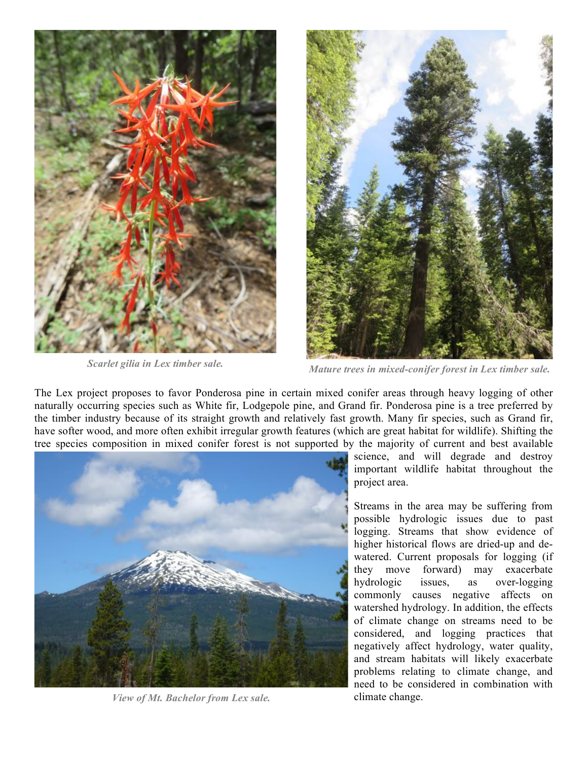*Scarlet gilia in Lex timber sale.*

*Mature trees in mixed-conifer forest in Lex timber sale.*

The Lex project proposes to favor Ponderosa pine in certain mixed conifer areas through heavy logging of other naturally occurring species such as White fir, Lodgepole pine, and Grand fir. Ponderosa pine is a tree preferred by the timber industry because of its straight growth and relatively fast growth. Many fir species, such as Grand fir, have softer wood, and more often exhibit irregular growth features (which are great habitat for wildlife). Shifting the tree species composition in mixed conifer forest is not supported by the majority of current and best available science, and will degrade and destroy important wildlife habitat throughout the project area.

*View of Mt. Bachelor from Lex sale.*

Streams in the area may be suffering from possible hydrologic issues due to past logging. Streams that show evidence of higher historical flows are dried-up and de-watered. Current proposals for logging (if they move forward) may exacerbate hydrologic issues, as over-logging commonly causes negative affects on watershed hydrology. In addition, the effects of climate change on streams need to be considered, and logging practices that negatively affect hydrology, water quality, and stream habitats will likely exacerbate problems relating to climate change, and need to be considered in combination with climate change.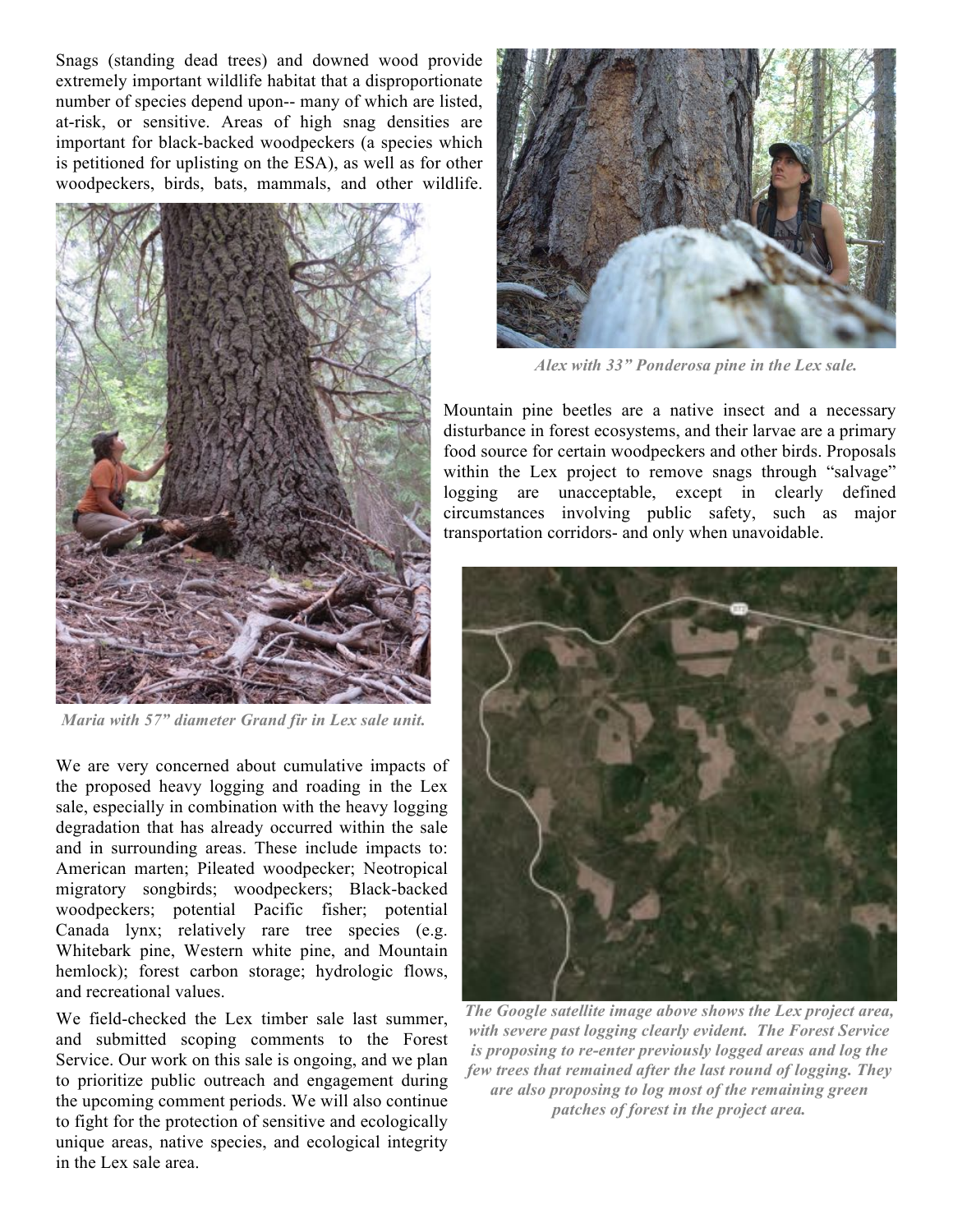Snags (standing dead trees) and downed wood provide extremely important wildlife habitat that a disproportionate number of species depend upon-- many of which are listed, at-risk, or sensitive. Areas of high snag densities are important for black-backed woodpeckers (a species which is petitioned for uplisting on the ESA), as well as for other woodpeckers, birds, bats, mammals, and other wildlife.

*Maria with 57" diameter Grand fir in Lex sale unit.*

*Alex with 33" Ponderosa pine in the Lex sale.*

Mountain pine beetles are a native insect and a necessary disturbance in forest ecosystems, and their larvae are a primary food source for certain woodpeckers and other birds. Proposals within the Lex project to remove snags through "salvage" logging are unacceptable, except in clearly defined circumstances involving public safety, such as major transportation corridors- and only when unavoidable.

We are very concerned about cumulative impacts of the proposed heavy logging and roading in the Lex sale, especially in combination with the heavy logging degradation that has already occurred within the sale and in surrounding areas. These include impacts to: American marten; Pileated woodpecker; Neotropical migratory songbirds; woodpeckers; Black-backed woodpeckers; potential Pacific fisher; potential Canada lynx; relatively rare tree species (e.g. Whitebark pine, Western white pine, and Mountain hemlock); forest carbon storage; hydrologic flows, and recreational values.

We field-checked the Lex timber sale last summer, and submitted scoping comments to the Forest Service. Our work on this sale is ongoing, and we plan to prioritize public outreach and engagement during the upcoming comment periods. We will also continue to fight for the protection of sensitive and ecologically unique areas, native species, and ecological integrity in the Lex sale area.

***The Google satellite image above shows the Lex project area, with severe past logging clearly evident. The Forest Service is proposing to re-enter previously logged areas and log the few trees that remained after the last round of logging. They are also proposing to log most of the remaining green patches of forest in the project area.***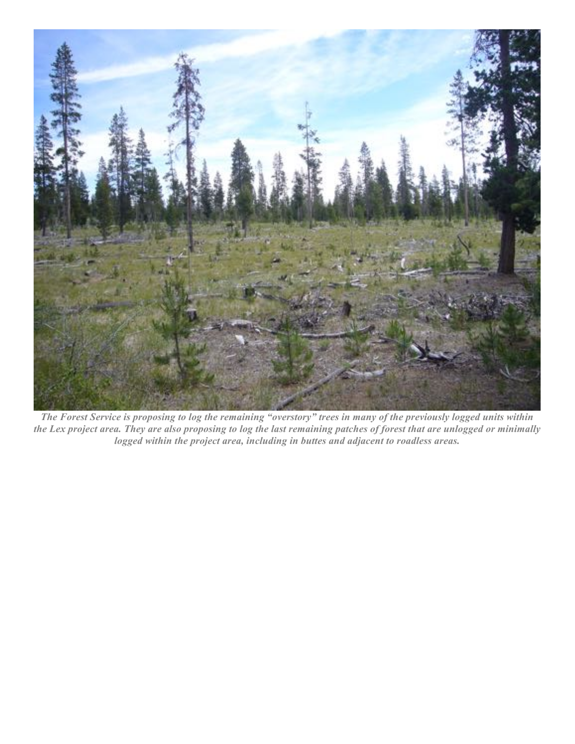***The Forest Service is proposing to log the remaining "overstory" trees in many of the previously logged units within the Lex project area. They are also proposing to log the last remaining patches of forest that are unlogged or minimally logged within the project area, including in buttes and adjacent to roadless areas.***